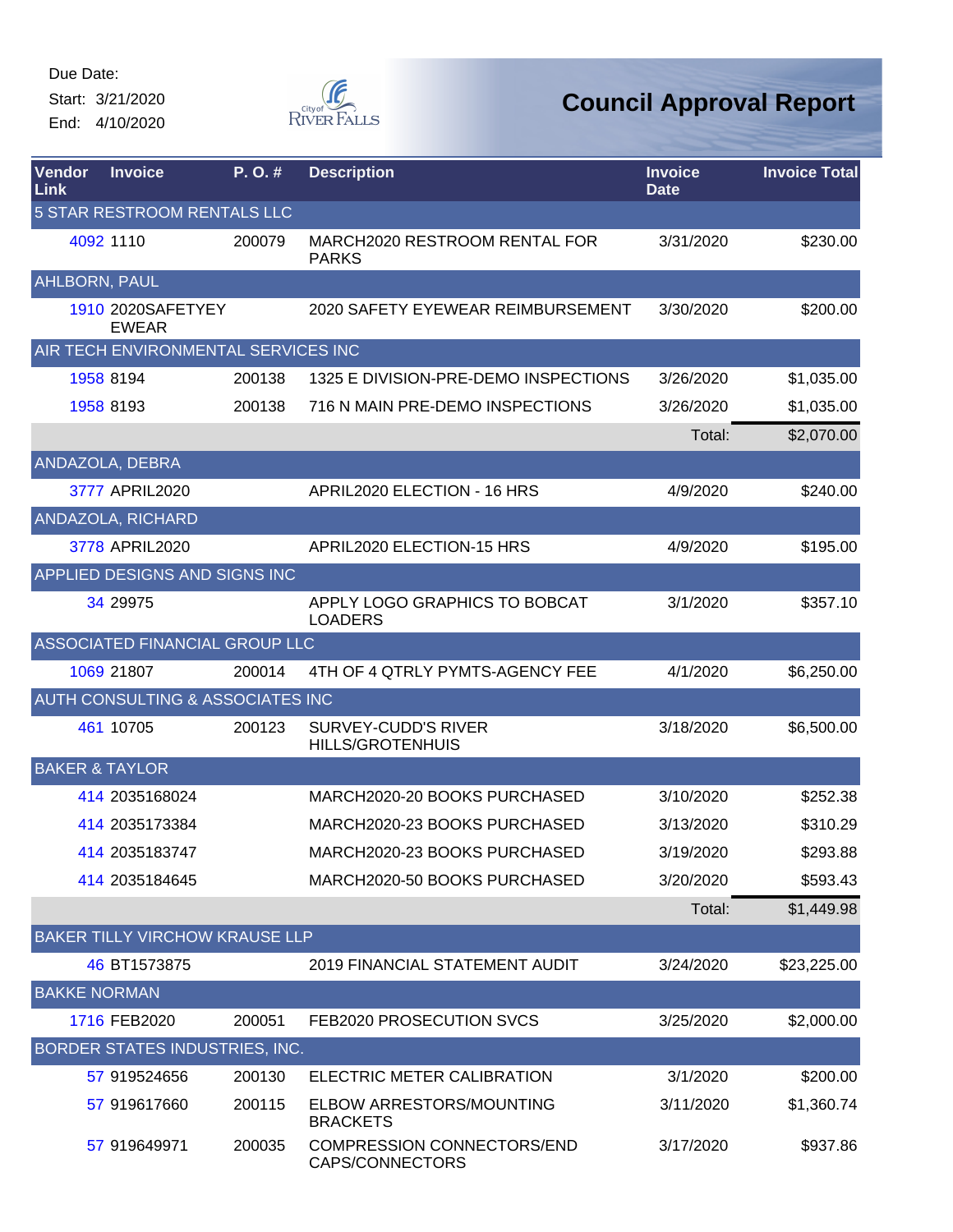Due Date:

Start: 3/21/2020

End: 4/10/2020

City of River Falls

# Council Approval Report

| Vendor Link | Invoice | P. O. # | Description | Invoice Date | Invoice Total |
|---|---|---|---|---|---|
| **5 STAR RESTROOM RENTALS LLC** | | | | | |
| 4092 | 1110 | 200079 | MARCH2020 RESTROOM RENTAL FOR PARKS | 3/31/2020 | $230.00 |
| **AHLBORN, PAUL** | | | | | |
| 1910 | 2020SAFETYEY EWEAR | | 2020 SAFETY EYEWEAR REIMBURSEMENT | 3/30/2020 | $200.00 |
| **AIR TECH ENVIRONMENTAL SERVICES INC** | | | | | |
| 1958 | 8194 | 200138 | 1325 E DIVISION-PRE-DEMO INSPECTIONS | 3/26/2020 | $1,035.00 |
| 1958 | 8193 | 200138 | 716 N MAIN PRE-DEMO INSPECTIONS | 3/26/2020 | $1,035.00 |
| | | | | Total: | $2,070.00 |
| **ANDAZOLA, DEBRA** | | | | | |
| 3777 | APRIL2020 | | APRIL2020 ELECTION - 16 HRS | 4/9/2020 | $240.00 |
| **ANDAZOLA, RICHARD** | | | | | |
| 3778 | APRIL2020 | | APRIL2020 ELECTION-15 HRS | 4/9/2020 | $195.00 |
| **APPLIED DESIGNS AND SIGNS INC** | | | | | |
| 34 | 29975 | | APPLY LOGO GRAPHICS TO BOBCAT LOADERS | 3/1/2020 | $357.10 |
| **ASSOCIATED FINANCIAL GROUP LLC** | | | | | |
| 1069 | 21807 | 200014 | 4TH OF 4 QTRLY PYMTS-AGENCY FEE | 4/1/2020 | $6,250.00 |
| **AUTH CONSULTING & ASSOCIATES INC** | | | | | |
| 461 | 10705 | 200123 | SURVEY-CUDD'S RIVER HILLS/GROTENHUIS | 3/18/2020 | $6,500.00 |
| **BAKER & TAYLOR** | | | | | |
| 414 | 2035168024 | | MARCH2020-20 BOOKS PURCHASED | 3/10/2020 | $252.38 |
| 414 | 2035173384 | | MARCH2020-23 BOOKS PURCHASED | 3/13/2020 | $310.29 |
| 414 | 2035183747 | | MARCH2020-23 BOOKS PURCHASED | 3/19/2020 | $293.88 |
| 414 | 2035184645 | | MARCH2020-50 BOOKS PURCHASED | 3/20/2020 | $593.43 |
| | | | | Total: | $1,449.98 |
| **BAKER TILLY VIRCHOW KRAUSE LLP** | | | | | |
| 46 | BT1573875 | | 2019 FINANCIAL STATEMENT AUDIT | 3/24/2020 | $23,225.00 |
| **BAKKE NORMAN** | | | | | |
| 1716 | FEB2020 | 200051 | FEB2020 PROSECUTION SVCS | 3/25/2020 | $2,000.00 |
| **BORDER STATES INDUSTRIES, INC.** | | | | | |
| 57 | 919524656 | 200130 | ELECTRIC METER CALIBRATION | 3/1/2020 | $200.00 |
| 57 | 919617660 | 200115 | ELBOW ARRESTORS/MOUNTING BRACKETS | 3/11/2020 | $1,360.74 |
| 57 | 919649971 | 200035 | COMPRESSION CONNECTORS/END CAPS/CONNECTORS | 3/17/2020 | $937.86 |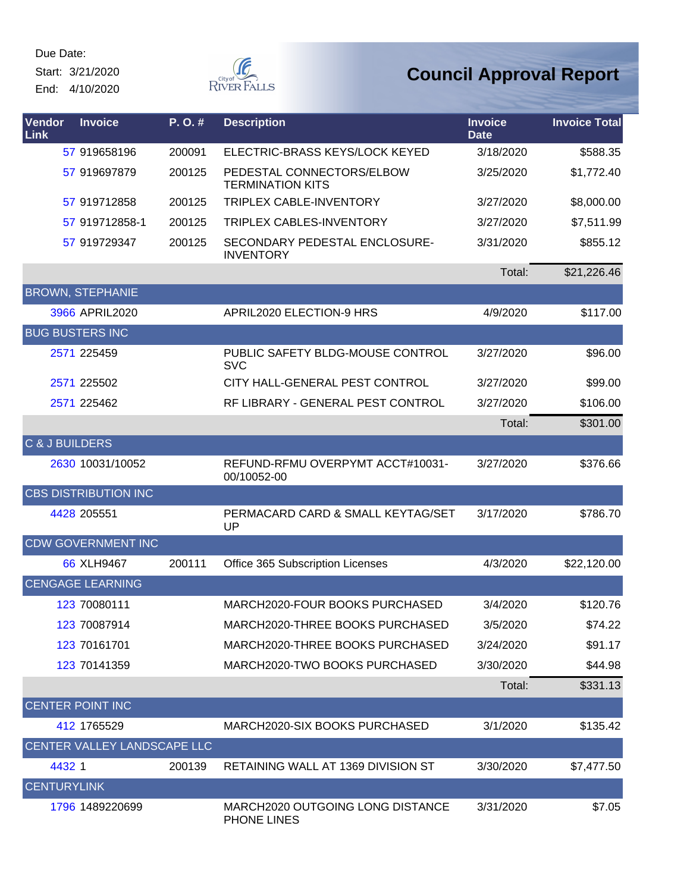Due Date:
Start: 3/21/2020
End: 4/10/2020

# Council Approval Report

| Vendor Link | Invoice | P. O. # | Description | Invoice Date | Invoice Total |
|---|---|---|---|---|---|
| 57 | 919658196 | 200091 | ELECTRIC-BRASS KEYS/LOCK KEYED | 3/18/2020 | $588.35 |
| 57 | 919697879 | 200125 | PEDESTAL CONNECTORS/ELBOW TERMINATION KITS | 3/25/2020 | $1,772.40 |
| 57 | 919712858 | 200125 | TRIPLEX CABLE-INVENTORY | 3/27/2020 | $8,000.00 |
| 57 | 919712858-1 | 200125 | TRIPLEX CABLES-INVENTORY | 3/27/2020 | $7,511.99 |
| 57 | 919729347 | 200125 | SECONDARY PEDESTAL ENCLOSURE-INVENTORY | 3/31/2020 | $855.12 |
| | | | | Total: | $21,226.46 |
| BROWN, STEPHANIE | | | | | |
| 3966 | APRIL2020 | | APRIL2020 ELECTION-9 HRS | 4/9/2020 | $117.00 |
| BUG BUSTERS INC | | | | | |
| 2571 | 225459 | | PUBLIC SAFETY BLDG-MOUSE CONTROL SVC | 3/27/2020 | $96.00 |
| 2571 | 225502 | | CITY HALL-GENERAL PEST CONTROL | 3/27/2020 | $99.00 |
| 2571 | 225462 | | RF LIBRARY - GENERAL PEST CONTROL | 3/27/2020 | $106.00 |
| | | | | Total: | $301.00 |
| C & J BUILDERS | | | | | |
| 2630 | 10031/10052 | | REFUND-RFMU OVERPYMT ACCT#10031-00/10052-00 | 3/27/2020 | $376.66 |
| CBS DISTRIBUTION INC | | | | | |
| 4428 | 205551 | | PERMACARD CARD & SMALL KEYTAG/SET UP | 3/17/2020 | $786.70 |
| CDW GOVERNMENT INC | | | | | |
| 66 | XLH9467 | 200111 | Office 365 Subscription Licenses | 4/3/2020 | $22,120.00 |
| CENGAGE LEARNING | | | | | |
| 123 | 70080111 | | MARCH2020-FOUR BOOKS PURCHASED | 3/4/2020 | $120.76 |
| 123 | 70087914 | | MARCH2020-THREE BOOKS PURCHASED | 3/5/2020 | $74.22 |
| 123 | 70161701 | | MARCH2020-THREE BOOKS PURCHASED | 3/24/2020 | $91.17 |
| 123 | 70141359 | | MARCH2020-TWO BOOKS PURCHASED | 3/30/2020 | $44.98 |
| | | | | Total: | $331.13 |
| CENTER POINT INC | | | | | |
| 412 | 1765529 | | MARCH2020-SIX BOOKS PURCHASED | 3/1/2020 | $135.42 |
| CENTER VALLEY LANDSCAPE LLC | | | | | |
| 4432 | 1 | 200139 | RETAINING WALL AT 1369 DIVISION ST | 3/30/2020 | $7,477.50 |
| CENTURYLINK | | | | | |
| 1796 | 1489220699 | | MARCH2020 OUTGOING LONG DISTANCE PHONE LINES | 3/31/2020 | $7.05 |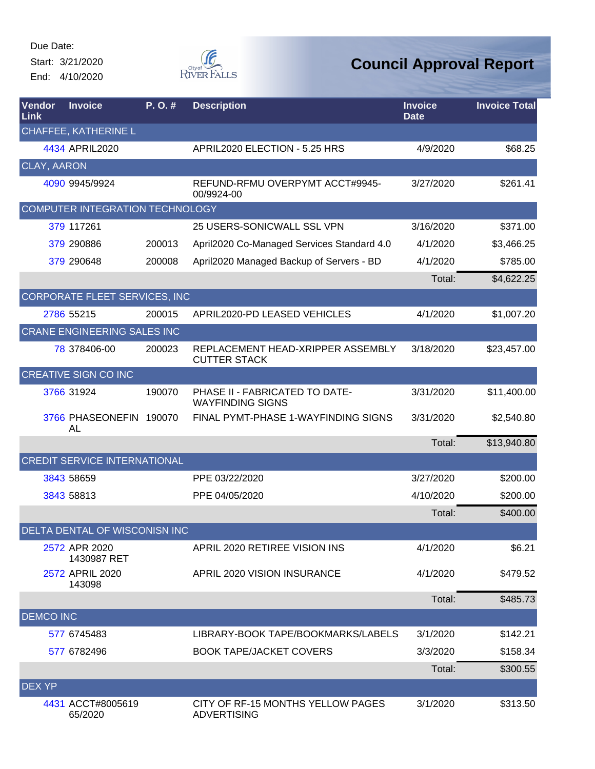Due Date:
Start: 3/21/2020
End: 4/10/2020

# Council Approval Report

| Vendor Link | Invoice | P. O. # | Description | Invoice Date | Invoice Total |
|---|---|---|---|---|---|
| CHAFFEE, KATHERINE L | | | | | |
| 4434 | APRIL2020 | | APRIL2020 ELECTION - 5.25 HRS | 4/9/2020 | $68.25 |
| CLAY, AARON | | | | | |
| 4090 | 9945/9924 | | REFUND-RFMU OVERPYMT ACCT#9945-00/9924-00 | 3/27/2020 | $261.41 |
| COMPUTER INTEGRATION TECHNOLOGY | | | | | |
| 379 | 117261 | | 25 USERS-SONICWALL SSL VPN | 3/16/2020 | $371.00 |
| 379 | 290886 | 200013 | April2020 Co-Managed Services Standard 4.0 | 4/1/2020 | $3,466.25 |
| 379 | 290648 | 200008 | April2020 Managed Backup of Servers - BD | 4/1/2020 | $785.00 |
| | | | | Total: | $4,622.25 |
| CORPORATE FLEET SERVICES, INC | | | | | |
| 2786 | 55215 | 200015 | APRIL2020-PD LEASED VEHICLES | 4/1/2020 | $1,007.20 |
| CRANE ENGINEERING SALES INC | | | | | |
| 78 | 378406-00 | 200023 | REPLACEMENT HEAD-XRIPPER ASSEMBLY CUTTER STACK | 3/18/2020 | $23,457.00 |
| CREATIVE SIGN CO INC | | | | | |
| 3766 | 31924 | 190070 | PHASE II - FABRICATED TO DATE-WAYFINDING SIGNS | 3/31/2020 | $11,400.00 |
| 3766 | PHASEONEFINAL | 190070 | FINAL PYMT-PHASE 1-WAYFINDING SIGNS | 3/31/2020 | $2,540.80 |
| | | | | Total: | $13,940.80 |
| CREDIT SERVICE INTERNATIONAL | | | | | |
| 3843 | 58659 | | PPE 03/22/2020 | 3/27/2020 | $200.00 |
| 3843 | 58813 | | PPE 04/05/2020 | 4/10/2020 | $200.00 |
| | | | | Total: | $400.00 |
| DELTA DENTAL OF WISCONISN INC | | | | | |
| 2572 | APR 2020 1430987 RET | | APRIL 2020 RETIREE VISION INS | 4/1/2020 | $6.21 |
| 2572 | APRIL 2020 143098 | | APRIL 2020 VISION INSURANCE | 4/1/2020 | $479.52 |
| | | | | Total: | $485.73 |
| DEMCO INC | | | | | |
| 577 | 6745483 | | LIBRARY-BOOK TAPE/BOOKMARKS/LABELS | 3/1/2020 | $142.21 |
| 577 | 6782496 | | BOOK TAPE/JACKET COVERS | 3/3/2020 | $158.34 |
| | | | | Total: | $300.55 |
| DEX YP | | | | | |
| 4431 | ACCT#800561965/2020 | | CITY OF RF-15 MONTHS YELLOW PAGES ADVERTISING | 3/1/2020 | $313.50 |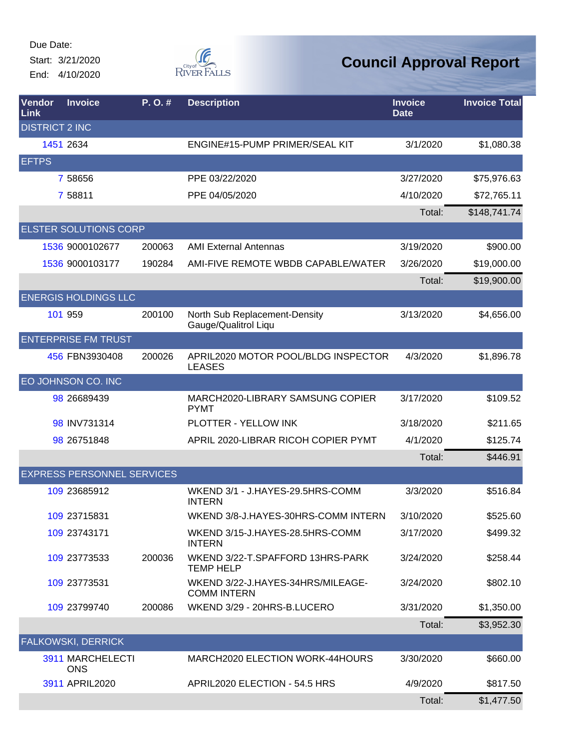Due Date:

Start: 3/21/2020

End: 4/10/2020

# Council Approval Report

| Vendor Link | Invoice | P. O. # | Description | Invoice Date | Invoice Total |
|---|---|---|---|---|---|
| DISTRICT 2 INC | | | | | |
| 1451 | 2634 | | ENGINE#15-PUMP PRIMER/SEAL KIT | 3/1/2020 | $1,080.38 |
| EFTPS | | | | | |
| 7 | 58656 | | PPE 03/22/2020 | 3/27/2020 | $75,976.63 |
| 7 | 58811 | | PPE 04/05/2020 | 4/10/2020 | $72,765.11 |
| | | | | Total: | $148,741.74 |
| ELSTER SOLUTIONS CORP | | | | | |
| 1536 | 9000102677 | 200063 | AMI External Antennas | 3/19/2020 | $900.00 |
| 1536 | 9000103177 | 190284 | AMI-FIVE REMOTE WBDB CAPABLE/WATER | 3/26/2020 | $19,000.00 |
| | | | | Total: | $19,900.00 |
| ENERGIS HOLDINGS LLC | | | | | |
| 101 | 959 | 200100 | North Sub Replacement-Density Gauge/Qualitrol Liqu | 3/13/2020 | $4,656.00 |
| ENTERPRISE FM TRUST | | | | | |
| 456 | FBN3930408 | 200026 | APRIL2020 MOTOR POOL/BLDG INSPECTOR LEASES | 4/3/2020 | $1,896.78 |
| EO JOHNSON CO. INC | | | | | |
| 98 | 26689439 | | MARCH2020-LIBRARY SAMSUNG COPIER PYMT | 3/17/2020 | $109.52 |
| 98 | INV731314 | | PLOTTER - YELLOW INK | 3/18/2020 | $211.65 |
| 98 | 26751848 | | APRIL 2020-LIBRAR RICOH COPIER PYMT | 4/1/2020 | $125.74 |
| | | | | Total: | $446.91 |
| EXPRESS PERSONNEL SERVICES | | | | | |
| 109 | 23685912 | | WKEND 3/1 - J.HAYES-29.5HRS-COMM INTERN | 3/3/2020 | $516.84 |
| 109 | 23715831 | | WKEND 3/8-J.HAYES-30HRS-COMM INTERN | 3/10/2020 | $525.60 |
| 109 | 23743171 | | WKEND 3/15-J.HAYES-28.5HRS-COMM INTERN | 3/17/2020 | $499.32 |
| 109 | 23773533 | 200036 | WKEND 3/22-T.SPAFFORD 13HRS-PARK TEMP HELP | 3/24/2020 | $258.44 |
| 109 | 23773531 | | WKEND 3/22-J.HAYES-34HRS/MILEAGE-COMM INTERN | 3/24/2020 | $802.10 |
| 109 | 23799740 | 200086 | WKEND 3/29 - 20HRS-B.LUCERO | 3/31/2020 | $1,350.00 |
| | | | | Total: | $3,952.30 |
| FALKOWSKI, DERRICK | | | | | |
| 3911 | MARCHELECTIONS | | MARCH2020 ELECTION WORK-44HOURS | 3/30/2020 | $660.00 |
| 3911 | APRIL2020 | | APRIL2020 ELECTION - 54.5 HRS | 4/9/2020 | $817.50 |
| | | | | Total: | $1,477.50 |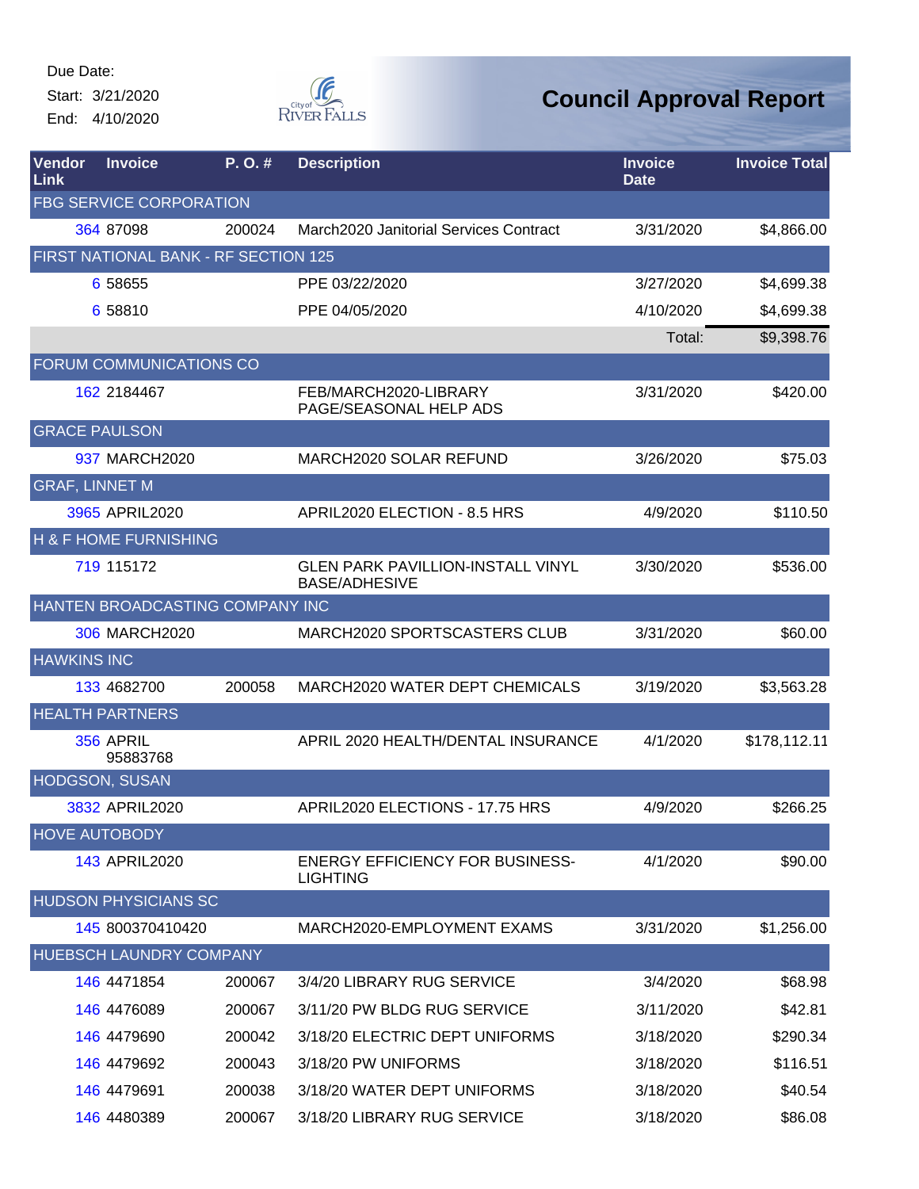Due Date:
Start: 3/21/2020
End: 4/10/2020

# Council Approval Report

| Vendor Link | Invoice | P. O. # | Description | Invoice Date | Invoice Total |
|---|---|---|---|---|---|
| FBG SERVICE CORPORATION | | | | | |
| 364 | 87098 | 200024 | March2020 Janitorial Services Contract | 3/31/2020 | $4,866.00 |
| FIRST NATIONAL BANK - RF SECTION 125 | | | | | |
| 6 | 58655 | | PPE 03/22/2020 | 3/27/2020 | $4,699.38 |
| 6 | 58810 | | PPE 04/05/2020 | 4/10/2020 | $4,699.38 |
| | | | | Total: | $9,398.76 |
| FORUM COMMUNICATIONS CO | | | | | |
| 162 | 2184467 | | FEB/MARCH2020-LIBRARY PAGE/SEASONAL HELP ADS | 3/31/2020 | $420.00 |
| GRACE PAULSON | | | | | |
| 937 | MARCH2020 | | MARCH2020 SOLAR REFUND | 3/26/2020 | $75.03 |
| GRAF, LINNET M | | | | | |
| 3965 | APRIL2020 | | APRIL2020 ELECTION - 8.5 HRS | 4/9/2020 | $110.50 |
| H & F HOME FURNISHING | | | | | |
| 719 | 115172 | | GLEN PARK PAVILLION-INSTALL VINYL BASE/ADHESIVE | 3/30/2020 | $536.00 |
| HANTEN BROADCASTING COMPANY INC | | | | | |
| 306 | MARCH2020 | | MARCH2020 SPORTSCASTERS CLUB | 3/31/2020 | $60.00 |
| HAWKINS INC | | | | | |
| 133 | 4682700 | 200058 | MARCH2020 WATER DEPT CHEMICALS | 3/19/2020 | $3,563.28 |
| HEALTH PARTNERS | | | | | |
| 356 | APRIL 95883768 | | APRIL 2020 HEALTH/DENTAL INSURANCE | 4/1/2020 | $178,112.11 |
| HODGSON, SUSAN | | | | | |
| 3832 | APRIL2020 | | APRIL2020 ELECTIONS - 17.75 HRS | 4/9/2020 | $266.25 |
| HOVE AUTOBODY | | | | | |
| 143 | APRIL2020 | | ENERGY EFFICIENCY FOR BUSINESS-LIGHTING | 4/1/2020 | $90.00 |
| HUDSON PHYSICIANS SC | | | | | |
| 145 | 800370410420 | | MARCH2020-EMPLOYMENT EXAMS | 3/31/2020 | $1,256.00 |
| HUEBSCH LAUNDRY COMPANY | | | | | |
| 146 | 4471854 | 200067 | 3/4/20 LIBRARY RUG SERVICE | 3/4/2020 | $68.98 |
| 146 | 4476089 | 200067 | 3/11/20 PW BLDG RUG SERVICE | 3/11/2020 | $42.81 |
| 146 | 4479690 | 200042 | 3/18/20 ELECTRIC DEPT UNIFORMS | 3/18/2020 | $290.34 |
| 146 | 4479692 | 200043 | 3/18/20 PW UNIFORMS | 3/18/2020 | $116.51 |
| 146 | 4479691 | 200038 | 3/18/20 WATER DEPT UNIFORMS | 3/18/2020 | $40.54 |
| 146 | 4480389 | 200067 | 3/18/20 LIBRARY RUG SERVICE | 3/18/2020 | $86.08 |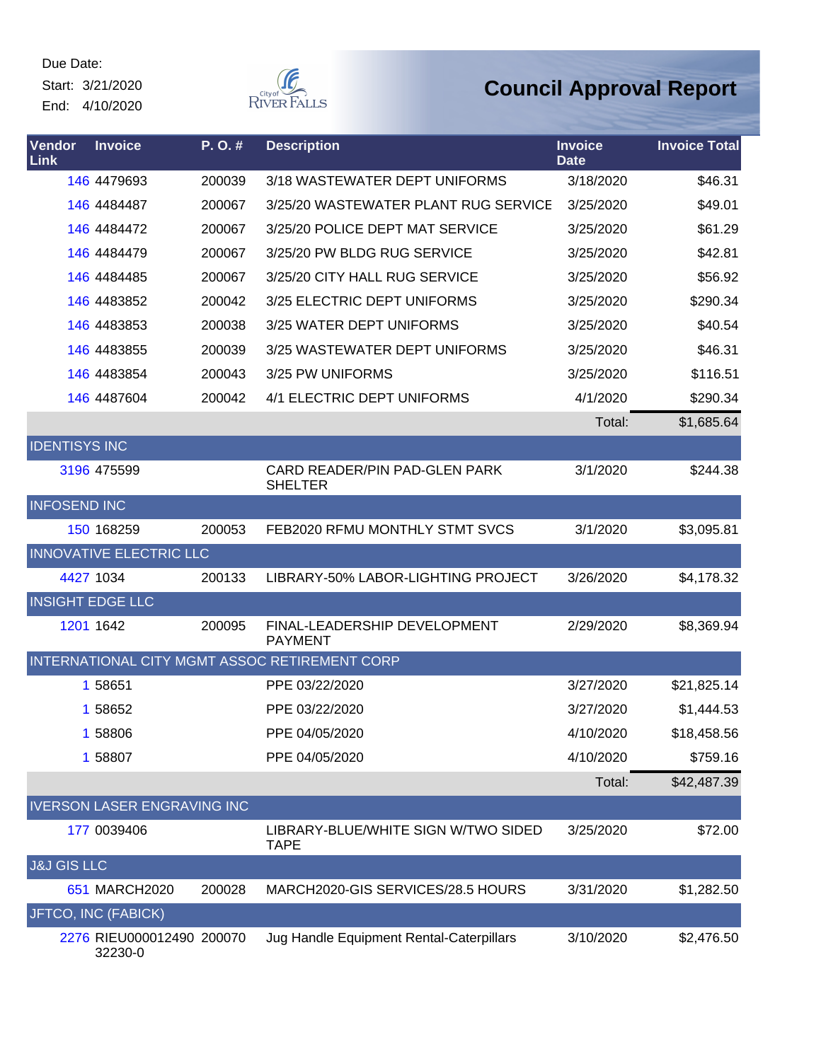Due Date:
Start: 3/21/2020
End: 4/10/2020

# Council Approval Report

| Vendor Link | Invoice | P. O. # | Description | Invoice Date | Invoice Total |
|---|---|---|---|---|---|
| 146 | 4479693 | 200039 | 3/18 WASTEWATER DEPT UNIFORMS | 3/18/2020 | $46.31 |
| 146 | 4484487 | 200067 | 3/25/20 WASTEWATER PLANT RUG SERVICE | 3/25/2020 | $49.01 |
| 146 | 4484472 | 200067 | 3/25/20 POLICE DEPT MAT SERVICE | 3/25/2020 | $61.29 |
| 146 | 4484479 | 200067 | 3/25/20 PW BLDG RUG SERVICE | 3/25/2020 | $42.81 |
| 146 | 4484485 | 200067 | 3/25/20 CITY HALL RUG SERVICE | 3/25/2020 | $56.92 |
| 146 | 4483852 | 200042 | 3/25 ELECTRIC DEPT UNIFORMS | 3/25/2020 | $290.34 |
| 146 | 4483853 | 200038 | 3/25 WATER DEPT UNIFORMS | 3/25/2020 | $40.54 |
| 146 | 4483855 | 200039 | 3/25 WASTEWATER DEPT UNIFORMS | 3/25/2020 | $46.31 |
| 146 | 4483854 | 200043 | 3/25 PW UNIFORMS | 3/25/2020 | $116.51 |
| 146 | 4487604 | 200042 | 4/1 ELECTRIC DEPT UNIFORMS | 4/1/2020 | $290.34 |
| | | | | Total: | $1,685.64 |
| **IDENTISYS INC** | | | | | |
| 3196 | 475599 | | CARD READER/PIN PAD-GLEN PARK SHELTER | 3/1/2020 | $244.38 |
| **INFOSEND INC** | | | | | |
| 150 | 168259 | 200053 | FEB2020 RFMU MONTHLY STMT SVCS | 3/1/2020 | $3,095.81 |
| **INNOVATIVE ELECTRIC LLC** | | | | | |
| 4427 | 1034 | 200133 | LIBRARY-50% LABOR-LIGHTING PROJECT | 3/26/2020 | $4,178.32 |
| **INSIGHT EDGE LLC** | | | | | |
| 1201 | 1642 | 200095 | FINAL-LEADERSHIP DEVELOPMENT PAYMENT | 2/29/2020 | $8,369.94 |
| **INTERNATIONAL CITY MGMT ASSOC RETIREMENT CORP** | | | | | |
| 1 | 58651 | | PPE 03/22/2020 | 3/27/2020 | $21,825.14 |
| 1 | 58652 | | PPE 03/22/2020 | 3/27/2020 | $1,444.53 |
| 1 | 58806 | | PPE 04/05/2020 | 4/10/2020 | $18,458.56 |
| 1 | 58807 | | PPE 04/05/2020 | 4/10/2020 | $759.16 |
| | | | | Total: | $42,487.39 |
| **IVERSON LASER ENGRAVING INC** | | | | | |
| 177 | 0039406 | | LIBRARY-BLUE/WHITE SIGN W/TWO SIDED TAPE | 3/25/2020 | $72.00 |
| **J&J GIS LLC** | | | | | |
| 651 | MARCH2020 | 200028 | MARCH2020-GIS SERVICES/28.5 HOURS | 3/31/2020 | $1,282.50 |
| **JFTCO, INC (FABICK)** | | | | | |
| 2276 | RIEU000012490 32230-0 | 200070 | Jug Handle Equipment Rental-Caterpillars | 3/10/2020 | $2,476.50 |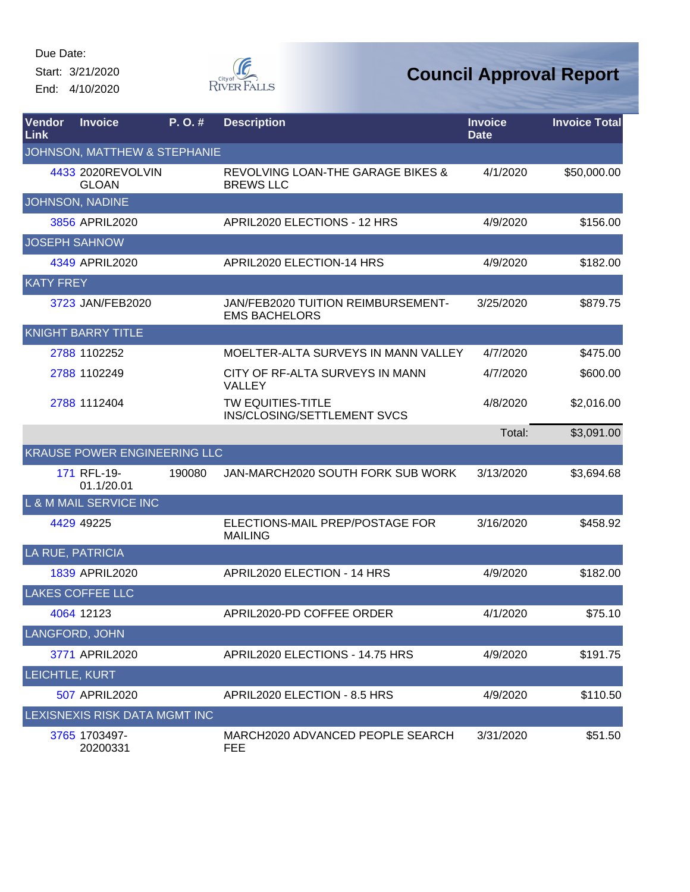Due Date:
Start: 3/21/2020
End: 4/10/2020

# Council Approval Report

| Vendor Link | Invoice | P. O. # | Description | Invoice Date | Invoice Total |
|---|---|---|---|---|---|
| JOHNSON, MATTHEW & STEPHANIE | | | | | |
| 4433 | 2020REVOLVINGLOAN | | REVOLVING LOAN-THE GARAGE BIKES & BREWS LLC | 4/1/2020 | $50,000.00 |
| JOHNSON, NADINE | | | | | |
| 3856 | APRIL2020 | | APRIL2020 ELECTIONS - 12 HRS | 4/9/2020 | $156.00 |
| JOSEPH SAHNOW | | | | | |
| 4349 | APRIL2020 | | APRIL2020 ELECTION-14 HRS | 4/9/2020 | $182.00 |
| KATY FREY | | | | | |
| 3723 | JAN/FEB2020 | | JAN/FEB2020 TUITION REIMBURSEMENT-EMS BACHELORS | 3/25/2020 | $879.75 |
| KNIGHT BARRY TITLE | | | | | |
| 2788 | 1102252 | | MOELTER-ALTA SURVEYS IN MANN VALLEY | 4/7/2020 | $475.00 |
| 2788 | 1102249 | | CITY OF RF-ALTA SURVEYS IN MANN VALLEY | 4/7/2020 | $600.00 |
| 2788 | 1112404 | | TW EQUITIES-TITLE INS/CLOSING/SETTLEMENT SVCS | 4/8/2020 | $2,016.00 |
| | | | | Total: | $3,091.00 |
| KRAUSE POWER ENGINEERING LLC | | | | | |
| 171 | RFL-19-01.1/20.01 | 190080 | JAN-MARCH2020 SOUTH FORK SUB WORK | 3/13/2020 | $3,694.68 |
| L & M MAIL SERVICE INC | | | | | |
| 4429 | 49225 | | ELECTIONS-MAIL PREP/POSTAGE FOR MAILING | 3/16/2020 | $458.92 |
| LA RUE, PATRICIA | | | | | |
| 1839 | APRIL2020 | | APRIL2020 ELECTION - 14 HRS | 4/9/2020 | $182.00 |
| LAKES COFFEE LLC | | | | | |
| 4064 | 12123 | | APRIL2020-PD COFFEE ORDER | 4/1/2020 | $75.10 |
| LANGFORD, JOHN | | | | | |
| 3771 | APRIL2020 | | APRIL2020 ELECTIONS - 14.75 HRS | 4/9/2020 | $191.75 |
| LEICHTLE, KURT | | | | | |
| 507 | APRIL2020 | | APRIL2020 ELECTION - 8.5 HRS | 4/9/2020 | $110.50 |
| LEXISNEXIS RISK DATA MGMT INC | | | | | |
| 3765 | 1703497-20200331 | | MARCH2020 ADVANCED PEOPLE SEARCH FEE | 3/31/2020 | $51.50 |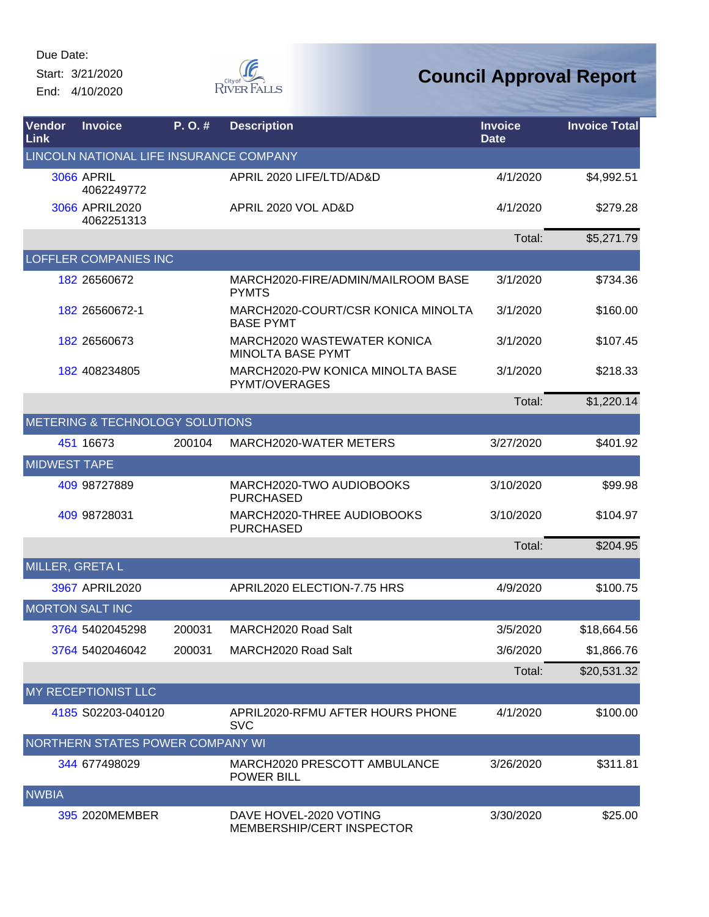Due Date:

Start: 3/21/2020

End: 4/10/2020

# Council Approval Report

| Vendor Link | Invoice | P. O. # | Description | Invoice Date | Invoice Total |
|---|---|---|---|---|---|
| LINCOLN NATIONAL LIFE INSURANCE COMPANY | | | | | |
| 3066 | APRIL 4062249772 | | APRIL 2020 LIFE/LTD/AD&D | 4/1/2020 | $4,992.51 |
| 3066 | APRIL2020 4062251313 | | APRIL 2020 VOL AD&D | 4/1/2020 | $279.28 |
| | | | | Total: | $5,271.79 |
| LOFFLER COMPANIES INC | | | | | |
| 182 | 26560672 | | MARCH2020-FIRE/ADMIN/MAILROOM BASE PYMTS | 3/1/2020 | $734.36 |
| 182 | 26560672-1 | | MARCH2020-COURT/CSR KONICA MINOLTA BASE PYMT | 3/1/2020 | $160.00 |
| 182 | 26560673 | | MARCH2020 WASTEWATER KONICA MINOLTA BASE PYMT | 3/1/2020 | $107.45 |
| 182 | 408234805 | | MARCH2020-PW KONICA MINOLTA BASE PYMT/OVERAGES | 3/1/2020 | $218.33 |
| | | | | Total: | $1,220.14 |
| METERING & TECHNOLOGY SOLUTIONS | | | | | |
| 451 | 16673 | 200104 | MARCH2020-WATER METERS | 3/27/2020 | $401.92 |
| MIDWEST TAPE | | | | | |
| 409 | 98727889 | | MARCH2020-TWO AUDIOBOOKS PURCHASED | 3/10/2020 | $99.98 |
| 409 | 98728031 | | MARCH2020-THREE AUDIOBOOKS PURCHASED | 3/10/2020 | $104.97 |
| | | | | Total: | $204.95 |
| MILLER, GRETA L | | | | | |
| 3967 | APRIL2020 | | APRIL2020 ELECTION-7.75 HRS | 4/9/2020 | $100.75 |
| MORTON SALT INC | | | | | |
| 3764 | 5402045298 | 200031 | MARCH2020 Road Salt | 3/5/2020 | $18,664.56 |
| 3764 | 5402046042 | 200031 | MARCH2020 Road Salt | 3/6/2020 | $1,866.76 |
| | | | | Total: | $20,531.32 |
| MY RECEPTIONIST LLC | | | | | |
| 4185 | S02203-040120 | | APRIL2020-RFMU AFTER HOURS PHONE SVC | 4/1/2020 | $100.00 |
| NORTHERN STATES POWER COMPANY WI | | | | | |
| 344 | 677498029 | | MARCH2020 PRESCOTT AMBULANCE POWER BILL | 3/26/2020 | $311.81 |
| NWBIA | | | | | |
| 395 | 2020MEMBER | | DAVE HOVEL-2020 VOTING MEMBERSHIP/CERT INSPECTOR | 3/30/2020 | $25.00 |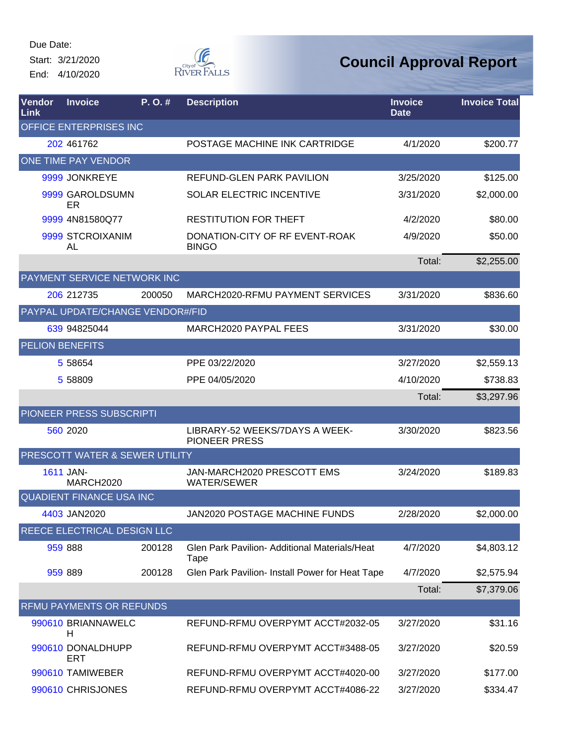Due Date:
Start: 3/21/2020
End: 4/10/2020

# Council Approval Report

| Vendor Link | Invoice | P. O. # | Description | Invoice Date | Invoice Total |
|---|---|---|---|---|---|
| OFFICE ENTERPRISES INC | | | | | |
| 202 | 461762 | | POSTAGE MACHINE INK CARTRIDGE | 4/1/2020 | $200.77 |
| ONE TIME PAY VENDOR | | | | | |
| 9999 | JONKREYE | | REFUND-GLEN PARK PAVILION | 3/25/2020 | $125.00 |
| 9999 | GAROLDSUMNER | | SOLAR ELECTRIC INCENTIVE | 3/31/2020 | $2,000.00 |
| 9999 | 4N81580Q77 | | RESTITUTION FOR THEFT | 4/2/2020 | $80.00 |
| 9999 | STCROIXANIMAL | | DONATION-CITY OF RF EVENT-ROAK BINGO | 4/9/2020 | $50.00 |
| | | | | Total: | $2,255.00 |
| PAYMENT SERVICE NETWORK INC | | | | | |
| 206 | 212735 | 200050 | MARCH2020-RFMU PAYMENT SERVICES | 3/31/2020 | $836.60 |
| PAYPAL UPDATE/CHANGE VENDOR#/FID | | | | | |
| 639 | 94825044 | | MARCH2020 PAYPAL FEES | 3/31/2020 | $30.00 |
| PELION BENEFITS | | | | | |
| 5 | 58654 | | PPE 03/22/2020 | 3/27/2020 | $2,559.13 |
| 5 | 58809 | | PPE 04/05/2020 | 4/10/2020 | $738.83 |
| | | | | Total: | $3,297.96 |
| PIONEER PRESS SUBSCRIPTI | | | | | |
| 560 | 2020 | | LIBRARY-52 WEEKS/7DAYS A WEEK-PIONEER PRESS | 3/30/2020 | $823.56 |
| PRESCOTT WATER & SEWER UTILITY | | | | | |
| 1611 | JAN-MARCH2020 | | JAN-MARCH2020 PRESCOTT EMS WATER/SEWER | 3/24/2020 | $189.83 |
| QUADIENT FINANCE USA INC | | | | | |
| 4403 | JAN2020 | | JAN2020 POSTAGE MACHINE FUNDS | 2/28/2020 | $2,000.00 |
| REECE ELECTRICAL DESIGN LLC | | | | | |
| 959 | 888 | 200128 | Glen Park Pavilion- Additional Materials/Heat Tape | 4/7/2020 | $4,803.12 |
| 959 | 889 | 200128 | Glen Park Pavilion- Install Power for Heat Tape | 4/7/2020 | $2,575.94 |
| | | | | Total: | $7,379.06 |
| RFMU PAYMENTS OR REFUNDS | | | | | |
| 990610 | BRIANNAWELCH | | REFUND-RFMU OVERPYMT ACCT#2032-05 | 3/27/2020 | $31.16 |
| 990610 | DONALDHUPPERT | | REFUND-RFMU OVERPYMT ACCT#3488-05 | 3/27/2020 | $20.59 |
| 990610 | TAMIWEBER | | REFUND-RFMU OVERPYMT ACCT#4020-00 | 3/27/2020 | $177.00 |
| 990610 | CHRISJONES | | REFUND-RFMU OVERPYMT ACCT#4086-22 | 3/27/2020 | $334.47 |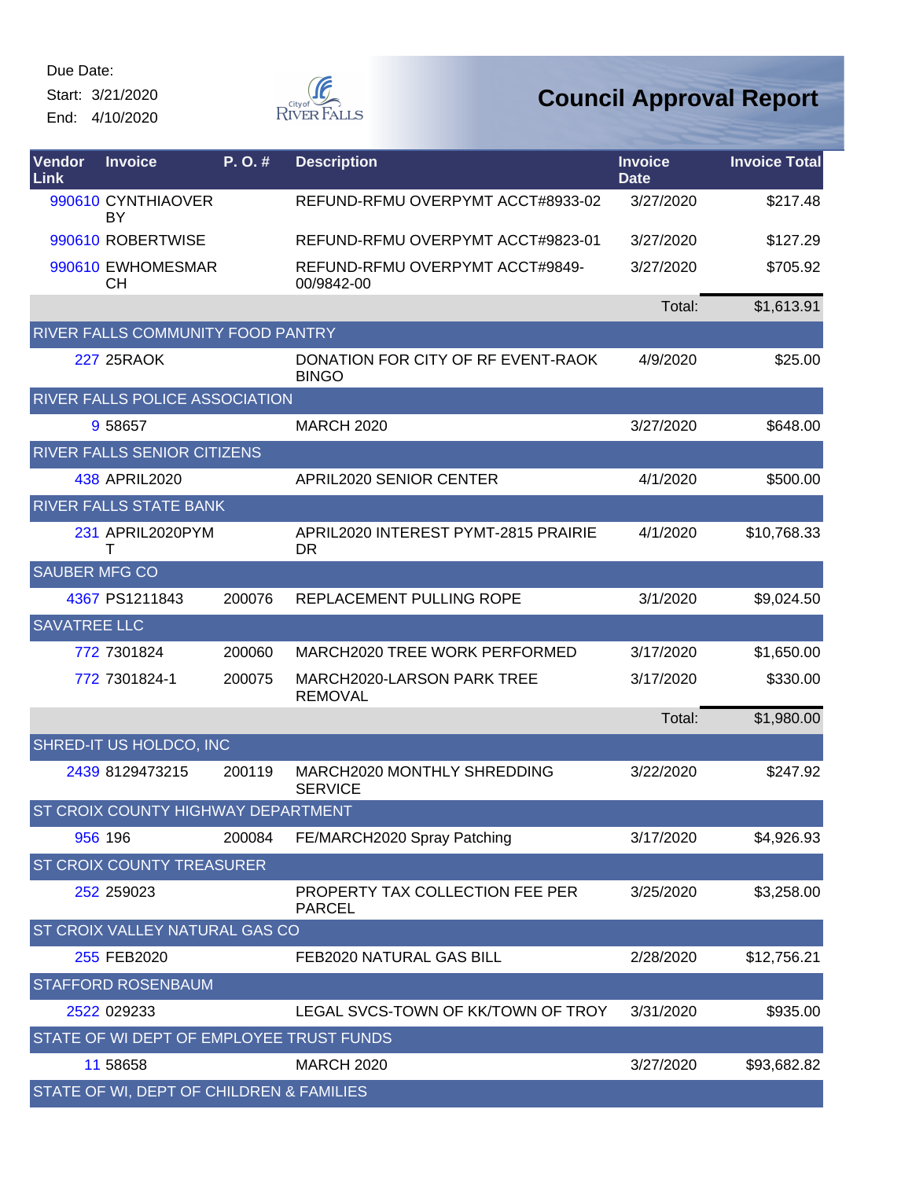Due Date:

Start: 3/21/2020

End: 4/10/2020

# Council Approval Report

| Vendor Link | Invoice | P. O. # | Description | Invoice Date | Invoice Total |
|---|---|---|---|---|---|
| 990610 | CYNTHIAOVERBY | | REFUND-RFMU OVERPYMT ACCT#8933-02 | 3/27/2020 | $217.48 |
| 990610 | ROBERTWISE | | REFUND-RFMU OVERPYMT ACCT#9823-01 | 3/27/2020 | $127.29 |
| 990610 | EWHOMESMARCH | | REFUND-RFMU OVERPYMT ACCT#9849-00/9842-00 | 3/27/2020 | $705.92 |
| | | | | Total: | $1,613.91 |
| RIVER FALLS COMMUNITY FOOD PANTRY | | | | | |
| 227 | 25RAOK | | DONATION FOR CITY OF RF EVENT-RAOK BINGO | 4/9/2020 | $25.00 |
| RIVER FALLS POLICE ASSOCIATION | | | | | |
| 9 | 58657 | | MARCH 2020 | 3/27/2020 | $648.00 |
| RIVER FALLS SENIOR CITIZENS | | | | | |
| 438 | APRIL2020 | | APRIL2020 SENIOR CENTER | 4/1/2020 | $500.00 |
| RIVER FALLS STATE BANK | | | | | |
| 231 | APRIL2020PYMT | | APRIL2020 INTEREST PYMT-2815 PRAIRIE DR | 4/1/2020 | $10,768.33 |
| SAUBER MFG CO | | | | | |
| 4367 | PS1211843 | 200076 | REPLACEMENT PULLING ROPE | 3/1/2020 | $9,024.50 |
| SAVATREE LLC | | | | | |
| 772 | 7301824 | 200060 | MARCH2020 TREE WORK PERFORMED | 3/17/2020 | $1,650.00 |
| 772 | 7301824-1 | 200075 | MARCH2020-LARSON PARK TREE REMOVAL | 3/17/2020 | $330.00 |
| | | | | Total: | $1,980.00 |
| SHRED-IT US HOLDCO, INC | | | | | |
| 2439 | 8129473215 | 200119 | MARCH2020 MONTHLY SHREDDING SERVICE | 3/22/2020 | $247.92 |
| ST CROIX COUNTY HIGHWAY DEPARTMENT | | | | | |
| 956 | 196 | 200084 | FE/MARCH2020 Spray Patching | 3/17/2020 | $4,926.93 |
| ST CROIX COUNTY TREASURER | | | | | |
| 252 | 259023 | | PROPERTY TAX COLLECTION FEE PER PARCEL | 3/25/2020 | $3,258.00 |
| ST CROIX VALLEY NATURAL GAS CO | | | | | |
| 255 | FEB2020 | | FEB2020 NATURAL GAS BILL | 2/28/2020 | $12,756.21 |
| STAFFORD ROSENBAUM | | | | | |
| 2522 | 029233 | | LEGAL SVCS-TOWN OF KK/TOWN OF TROY | 3/31/2020 | $935.00 |
| STATE OF WI DEPT OF EMPLOYEE TRUST FUNDS | | | | | |
| 11 | 58658 | | MARCH 2020 | 3/27/2020 | $93,682.82 |
| STATE OF WI, DEPT OF CHILDREN & FAMILIES | | | | | |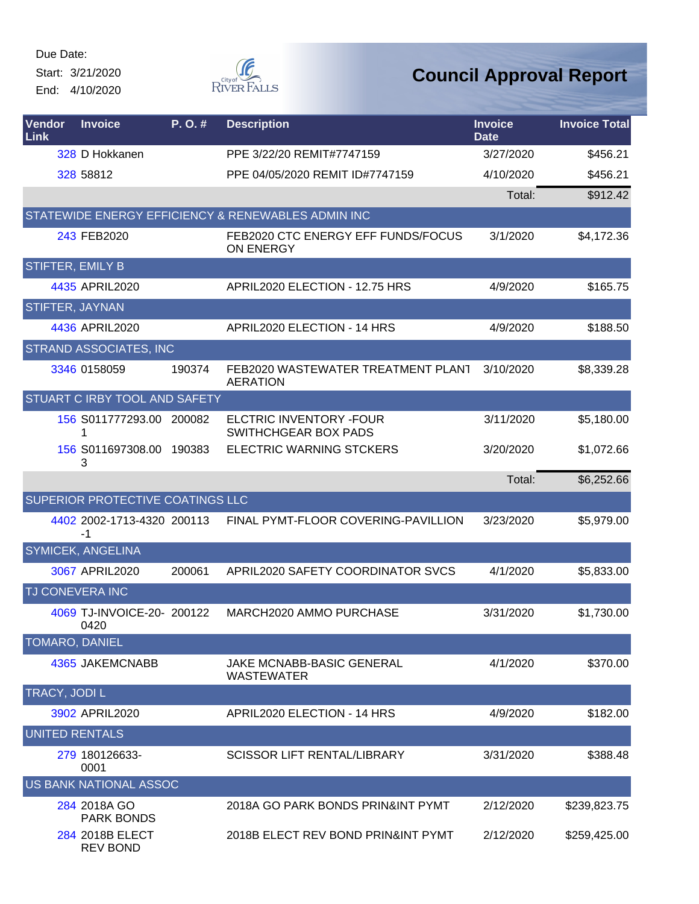Due Date:

Start: 3/21/2020

End: 4/10/2020

# Council Approval Report

| Vendor Link | Invoice | P. O. # | Description | Invoice Date | Invoice Total |
|---|---|---|---|---|---|
| 328 | D Hokkanen | | PPE 3/22/20 REMIT#7747159 | 3/27/2020 | $456.21 |
| 328 | 58812 | | PPE 04/05/2020 REMIT ID#7747159 | 4/10/2020 | $456.21 |
| | | | | Total: | $912.42 |
| STATEWIDE ENERGY EFFICIENCY & RENEWABLES ADMIN INC | | | | | |
| 243 | FEB2020 | | FEB2020 CTC ENERGY EFF FUNDS/FOCUS ON ENERGY | 3/1/2020 | $4,172.36 |
| STIFTER, EMILY B | | | | | |
| 4435 | APRIL2020 | | APRIL2020 ELECTION - 12.75 HRS | 4/9/2020 | $165.75 |
| STIFTER, JAYNAN | | | | | |
| 4436 | APRIL2020 | | APRIL2020 ELECTION - 14 HRS | 4/9/2020 | $188.50 |
| STRAND ASSOCIATES, INC | | | | | |
| 3346 | 0158059 | 190374 | FEB2020 WASTEWATER TREATMENT PLANT AERATION | 3/10/2020 | $8,339.28 |
| STUART C IRBY TOOL AND SAFETY | | | | | |
| 156 | S011777293.001 | 200082 | ELCTRIC INVENTORY -FOUR SWITHCHGEAR BOX PADS | 3/11/2020 | $5,180.00 |
| 156 | S011697308.003 | 190383 | ELECTRIC WARNING STCKERS | 3/20/2020 | $1,072.66 |
| | | | | Total: | $6,252.66 |
| SUPERIOR PROTECTIVE COATINGS LLC | | | | | |
| 4402 | 2002-1713-4320-1 | 200113 | FINAL PYMT-FLOOR COVERING-PAVILLION | 3/23/2020 | $5,979.00 |
| SYMICEK, ANGELINA | | | | | |
| 3067 | APRIL2020 | 200061 | APRIL2020 SAFETY COORDINATOR SVCS | 4/1/2020 | $5,833.00 |
| TJ CONEVERA INC | | | | | |
| 4069 | TJ-INVOICE-20-0420 | 200122 | MARCH2020 AMMO PURCHASE | 3/31/2020 | $1,730.00 |
| TOMARO, DANIEL | | | | | |
| 4365 | JAKEMCNABB | | JAKE MCNABB-BASIC GENERAL WASTEWATER | 4/1/2020 | $370.00 |
| TRACY, JODI L | | | | | |
| 3902 | APRIL2020 | | APRIL2020 ELECTION - 14 HRS | 4/9/2020 | $182.00 |
| UNITED RENTALS | | | | | |
| 279 | 180126633-0001 | | SCISSOR LIFT RENTAL/LIBRARY | 3/31/2020 | $388.48 |
| US BANK NATIONAL ASSOC | | | | | |
| 284 | 2018A GO PARK BONDS | | 2018A GO PARK BONDS PRIN&INT PYMT | 2/12/2020 | $239,823.75 |
| 284 | 2018B ELECT REV BOND | | 2018B ELECT REV BOND PRIN&INT PYMT | 2/12/2020 | $259,425.00 |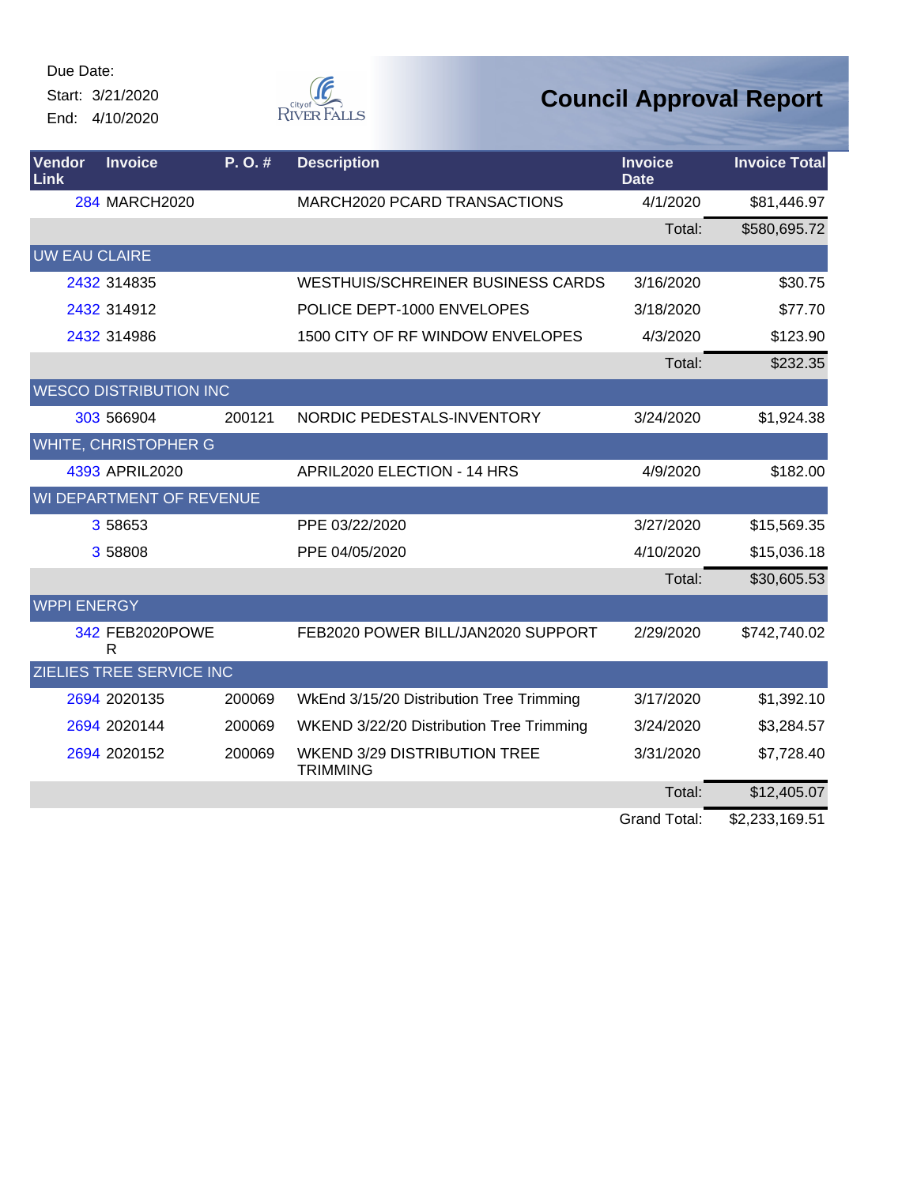Due Date:
Start: 3/21/2020
End: 4/10/2020

# Council Approval Report

| Vendor Link | Invoice | P. O. # | Description | Invoice Date | Invoice Total |
|---|---|---|---|---|---|
| 284 | MARCH2020 | | MARCH2020 PCARD TRANSACTIONS | 4/1/2020 | $81,446.97 |
| | | | | Total: | $580,695.72 |
| UW EAU CLAIRE | | | | | |
| 2432 | 314835 | | WESTHUIS/SCHREINER BUSINESS CARDS | 3/16/2020 | $30.75 |
| 2432 | 314912 | | POLICE DEPT-1000 ENVELOPES | 3/18/2020 | $77.70 |
| 2432 | 314986 | | 1500 CITY OF RF WINDOW ENVELOPES | 4/3/2020 | $123.90 |
| | | | | Total: | $232.35 |
| WESCO DISTRIBUTION INC | | | | | |
| 303 | 566904 | 200121 | NORDIC PEDESTALS-INVENTORY | 3/24/2020 | $1,924.38 |
| WHITE, CHRISTOPHER G | | | | | |
| 4393 | APRIL2020 | | APRIL2020 ELECTION - 14 HRS | 4/9/2020 | $182.00 |
| WI DEPARTMENT OF REVENUE | | | | | |
| 3 | 58653 | | PPE 03/22/2020 | 3/27/2020 | $15,569.35 |
| 3 | 58808 | | PPE 04/05/2020 | 4/10/2020 | $15,036.18 |
| | | | | Total: | $30,605.53 |
| WPPI ENERGY | | | | | |
| 342 | FEB2020POWER | | FEB2020 POWER BILL/JAN2020 SUPPORT | 2/29/2020 | $742,740.02 |
| ZIELIES TREE SERVICE INC | | | | | |
| 2694 | 2020135 | 200069 | WkEnd 3/15/20 Distribution Tree Trimming | 3/17/2020 | $1,392.10 |
| 2694 | 2020144 | 200069 | WKEND 3/22/20 Distribution Tree Trimming | 3/24/2020 | $3,284.57 |
| 2694 | 2020152 | 200069 | WKEND 3/29 DISTRIBUTION TREE TRIMMING | 3/31/2020 | $7,728.40 |
| | | | | Total: | $12,405.07 |
| | | | | Grand Total: | $2,233,169.51 |